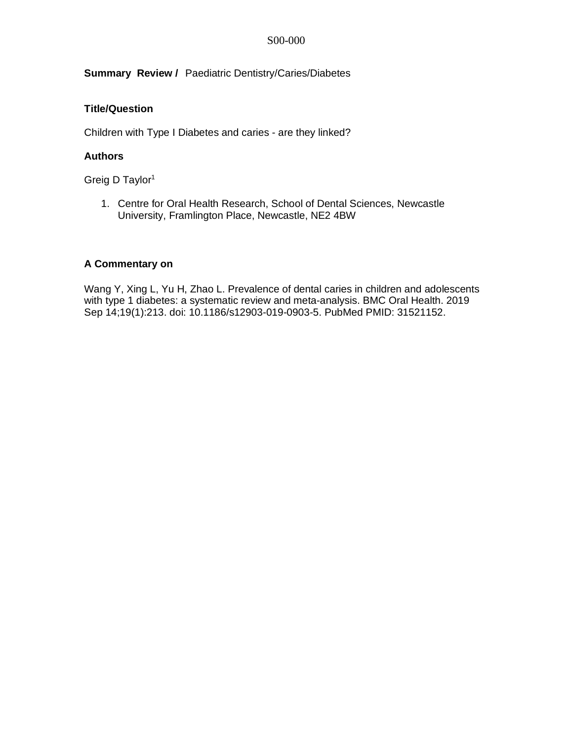**Summary Review /** Paediatric Dentistry/Caries/Diabetes

### Title/Question

Children with Type I Diabetes and caries - are they linked?

### Authors

Greig D Taylor[1]

1. Centre for Oral Health Research, School of Dental Sciences, Newcastle University, Framlington Place, Newcastle, NE2 4BW

### A Commentary on

Wang Y, Xing L, Yu H, Zhao L. Prevalence of dental caries in children and adolescents with type 1 diabetes: a systematic review and meta-analysis. BMC Oral Health. 2019 Sep 14;19(1):213. doi: 10.1186/s12903-019-0903-5. PubMed PMID: 31521152.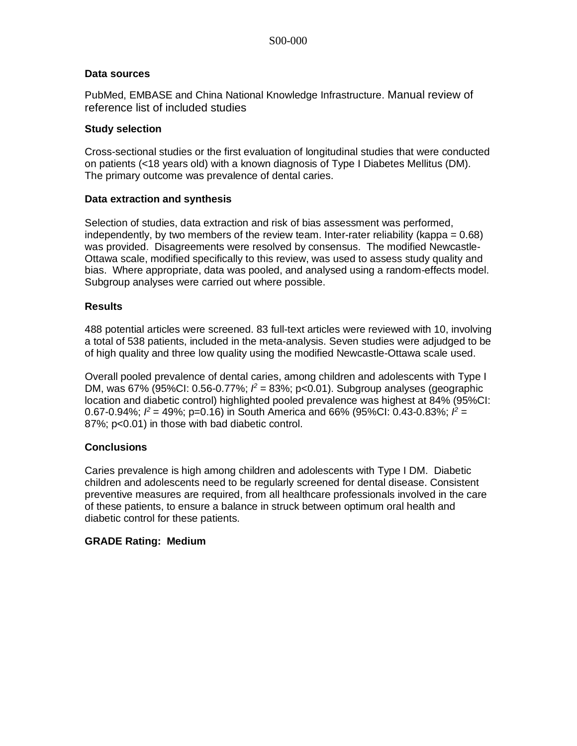**Data sources**

PubMed, EMBASE and China National Knowledge Infrastructure. Manual review of reference list of included studies

**Study selection**

Cross-sectional studies or the first evaluation of longitudinal studies that were conducted on patients (<18 years old) with a known diagnosis of Type I Diabetes Mellitus (DM). The primary outcome was prevalence of dental caries.

**Data extraction and synthesis**

Selection of studies, data extraction and risk of bias assessment was performed, independently, by two members of the review team. Inter-rater reliability (kappa = 0.68) was provided. Disagreements were resolved by consensus. The modified Newcastle-Ottawa scale, modified specifically to this review, was used to assess study quality and bias. Where appropriate, data was pooled, and analysed using a random-effects model. Subgroup analyses were carried out where possible.

**Results**

488 potential articles were screened. 83 full-text articles were reviewed with 10, involving a total of 538 patients, included in the meta-analysis. Seven studies were adjudged to be of high quality and three low quality using the modified Newcastle-Ottawa scale used.

Overall pooled prevalence of dental caries, among children and adolescents with Type I DM, was 67% (95%CI: 0.56-0.77%; $I^2$ = 83%; p<0.01). Subgroup analyses (geographic location and diabetic control) highlighted pooled prevalence was highest at 84% (95%CI: 0.67-0.94%; $I^2$ = 49%; p=0.16) in South America and 66% (95%CI: 0.43-0.83%; $I^2$ = 87%; p<0.01) in those with bad diabetic control.

**Conclusions**

Caries prevalence is high among children and adolescents with Type I DM. Diabetic children and adolescents need to be regularly screened for dental disease. Consistent preventive measures are required, from all healthcare professionals involved in the care of these patients, to ensure a balance in struck between optimum oral health and diabetic control for these patients.

**GRADE Rating: Medium**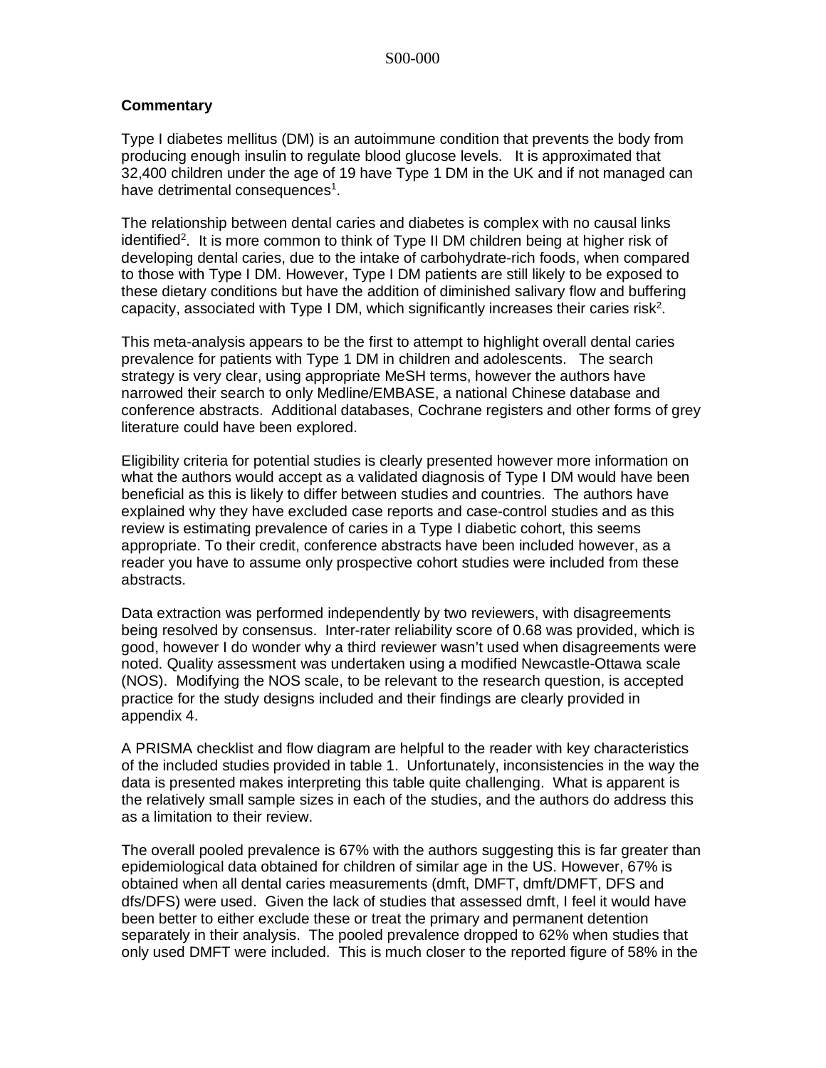## Commentary

Type I diabetes mellitus (DM) is an autoimmune condition that prevents the body from producing enough insulin to regulate blood glucose levels. It is approximated that 32,400 children under the age of 19 have Type 1 DM in the UK and if not managed can have detrimental consequences[1].

The relationship between dental caries and diabetes is complex with no causal links identified[2]. It is more common to think of Type II DM children being at higher risk of developing dental caries, due to the intake of carbohydrate-rich foods, when compared to those with Type I DM. However, Type I DM patients are still likely to be exposed to these dietary conditions but have the addition of diminished salivary flow and buffering capacity, associated with Type I DM, which significantly increases their caries risk[2].

This meta-analysis appears to be the first to attempt to highlight overall dental caries prevalence for patients with Type 1 DM in children and adolescents. The search strategy is very clear, using appropriate MeSH terms, however the authors have narrowed their search to only Medline/EMBASE, a national Chinese database and conference abstracts. Additional databases, Cochrane registers and other forms of grey literature could have been explored.

Eligibility criteria for potential studies is clearly presented however more information on what the authors would accept as a validated diagnosis of Type I DM would have been beneficial as this is likely to differ between studies and countries. The authors have explained why they have excluded case reports and case-control studies and as this review is estimating prevalence of caries in a Type I diabetic cohort, this seems appropriate. To their credit, conference abstracts have been included however, as a reader you have to assume only prospective cohort studies were included from these abstracts.

Data extraction was performed independently by two reviewers, with disagreements being resolved by consensus. Inter-rater reliability score of 0.68 was provided, which is good, however I do wonder why a third reviewer wasn't used when disagreements were noted. Quality assessment was undertaken using a modified Newcastle-Ottawa scale (NOS). Modifying the NOS scale, to be relevant to the research question, is accepted practice for the study designs included and their findings are clearly provided in appendix 4.

A PRISMA checklist and flow diagram are helpful to the reader with key characteristics of the included studies provided in table 1. Unfortunately, inconsistencies in the way the data is presented makes interpreting this table quite challenging. What is apparent is the relatively small sample sizes in each of the studies, and the authors do address this as a limitation to their review.

The overall pooled prevalence is 67% with the authors suggesting this is far greater than epidemiological data obtained for children of similar age in the US. However, 67% is obtained when all dental caries measurements (dmft, DMFT, dmft/DMFT, DFS and dfs/DFS) were used. Given the lack of studies that assessed dmft, I feel it would have been better to either exclude these or treat the primary and permanent detention separately in their analysis. The pooled prevalence dropped to 62% when studies that only used DMFT were included. This is much closer to the reported figure of 58% in the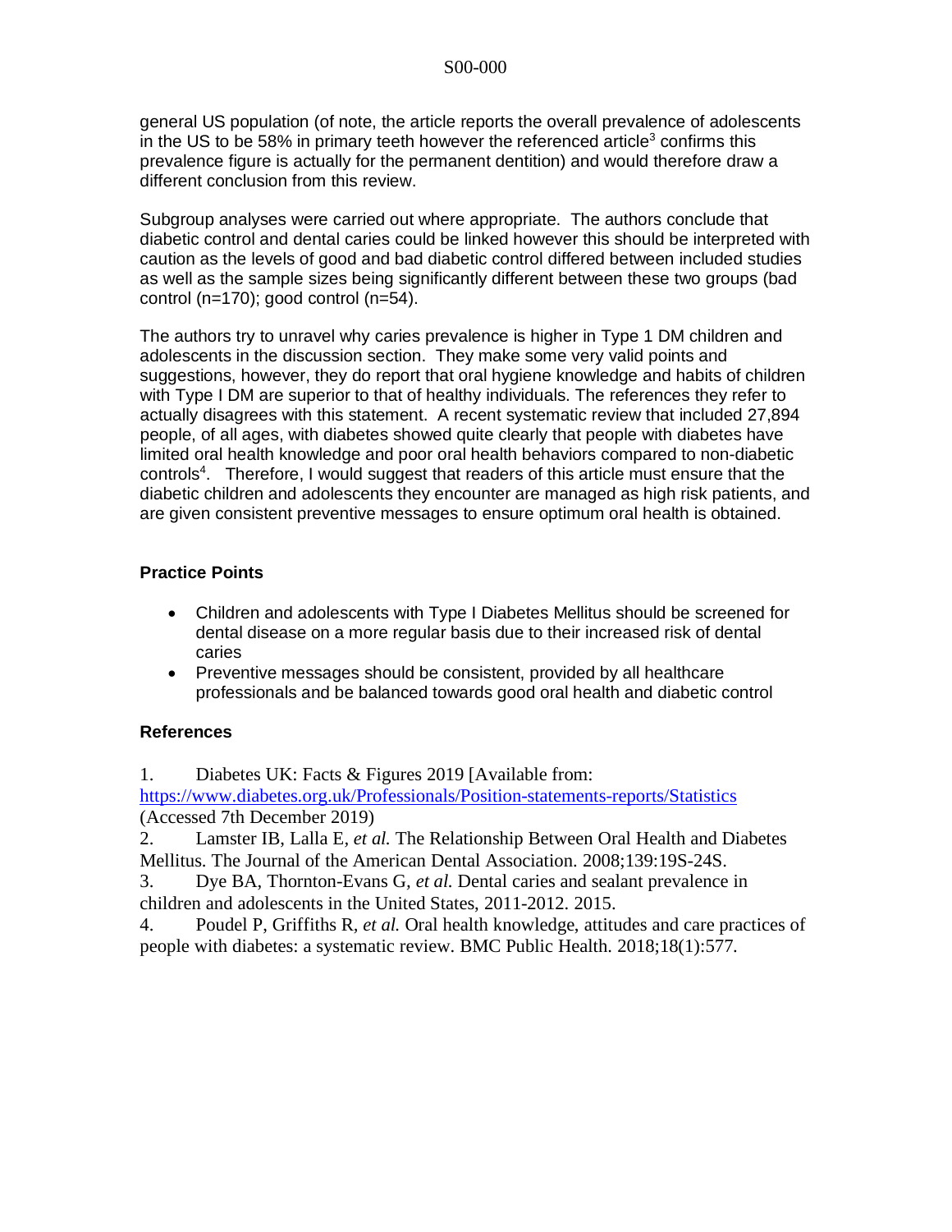general US population (of note, the article reports the overall prevalence of adolescents in the US to be 58% in primary teeth however the referenced article[3] confirms this prevalence figure is actually for the permanent dentition) and would therefore draw a different conclusion from this review.

Subgroup analyses were carried out where appropriate. The authors conclude that diabetic control and dental caries could be linked however this should be interpreted with caution as the levels of good and bad diabetic control differed between included studies as well as the sample sizes being significantly different between these two groups (bad control (n=170); good control (n=54).

The authors try to unravel why caries prevalence is higher in Type 1 DM children and adolescents in the discussion section. They make some very valid points and suggestions, however, they do report that oral hygiene knowledge and habits of children with Type I DM are superior to that of healthy individuals. The references they refer to actually disagrees with this statement. A recent systematic review that included 27,894 people, of all ages, with diabetes showed quite clearly that people with diabetes have limited oral health knowledge and poor oral health behaviors compared to non-diabetic controls[4]. Therefore, I would suggest that readers of this article must ensure that the diabetic children and adolescents they encounter are managed as high risk patients, and are given consistent preventive messages to ensure optimum oral health is obtained.

**Practice Points**

- Children and adolescents with Type I Diabetes Mellitus should be screened for dental disease on a more regular basis due to their increased risk of dental caries
- Preventive messages should be consistent, provided by all healthcare professionals and be balanced towards good oral health and diabetic control

**References**

1. Diabetes UK: Facts & Figures 2019 [Available from: https://www.diabetes.org.uk/Professionals/Position-statements-reports/Statistics (Accessed 7th December 2019)
2. Lamster IB, Lalla E, *et al.* The Relationship Between Oral Health and Diabetes Mellitus. The Journal of the American Dental Association. 2008;139:19S-24S.
3. Dye BA, Thornton-Evans G, *et al.* Dental caries and sealant prevalence in children and adolescents in the United States, 2011-2012. 2015.
4. Poudel P, Griffiths R, *et al.* Oral health knowledge, attitudes and care practices of people with diabetes: a systematic review. BMC Public Health. 2018;18(1):577.